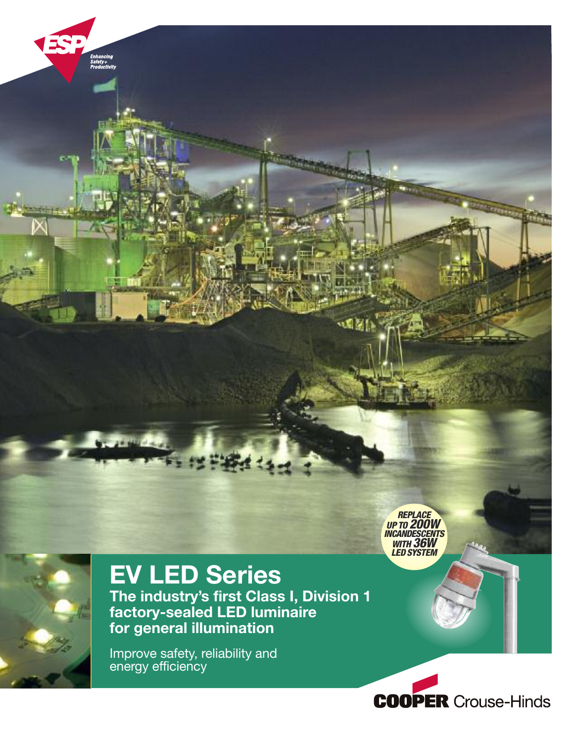ESP

*Enhancing Safety + Productivity*

*REPLACE UP TO 200W INCANDESCENTS WITH 36W LED SYSTEM*

# EV LED Series

**The industry's first Class I, Division 1 factory-sealed LED luminaire for general illumination**

Improve safety, reliability and energy efficiency

**COOPER** Crouse-Hinds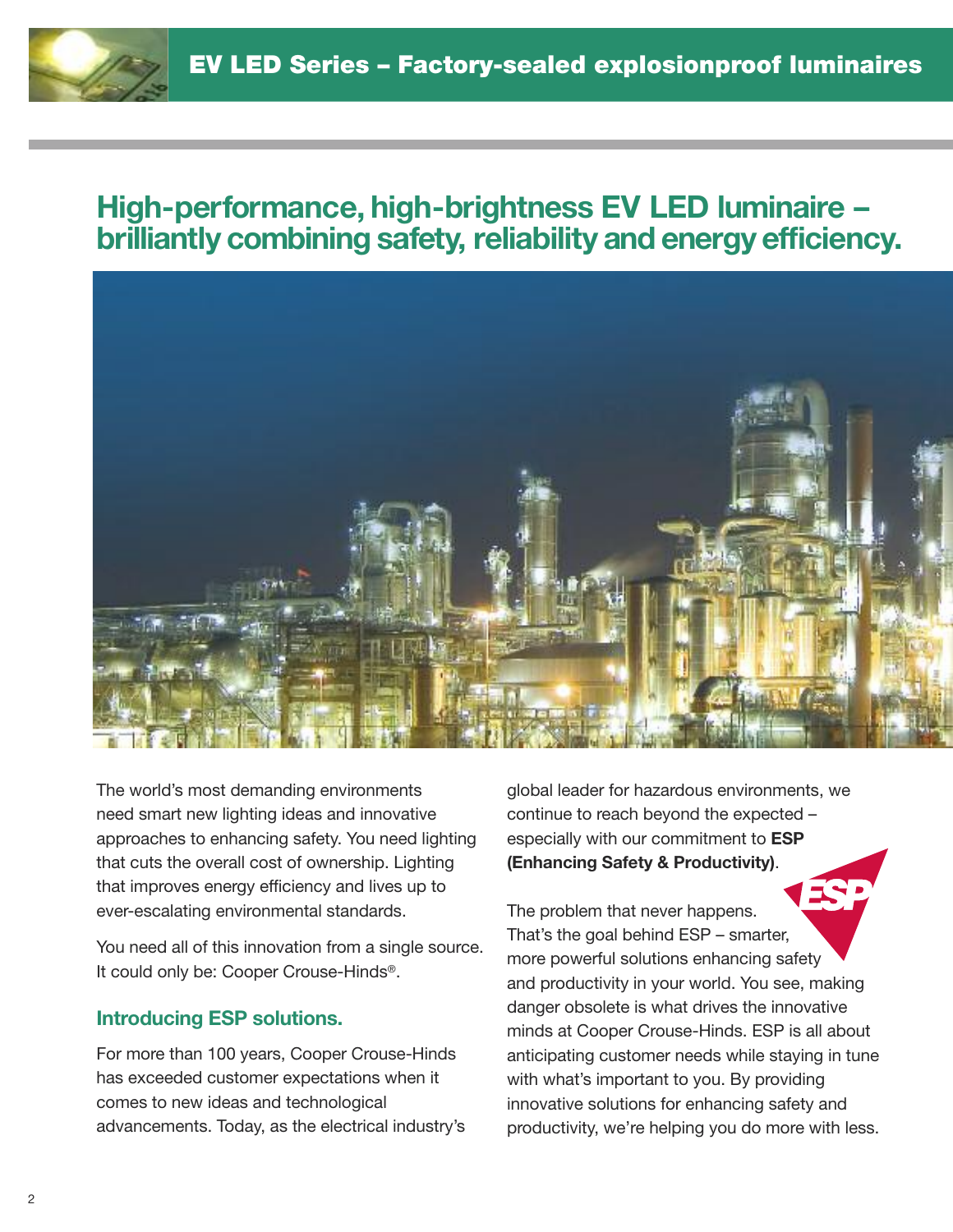# High-performance, high-brightness EV LED luminaire – brilliantly combining safety, reliability and energy efficiency.

The world's most demanding environments need smart new lighting ideas and innovative approaches to enhancing safety. You need lighting that cuts the overall cost of ownership. Lighting that improves energy efficiency and lives up to ever-escalating environmental standards.

You need all of this innovation from a single source. It could only be: Cooper Crouse-Hinds®.

## Introducing ESP solutions.

For more than 100 years, Cooper Crouse-Hinds has exceeded customer expectations when it comes to new ideas and technological advancements. Today, as the electrical industry's global leader for hazardous environments, we continue to reach beyond the expected – especially with our commitment to **ESP (Enhancing Safety & Productivity)**.

The problem that never happens. That's the goal behind ESP – smarter, more powerful solutions enhancing safety and productivity in your world. You see, making danger obsolete is what drives the innovative minds at Cooper Crouse-Hinds. ESP is all about anticipating customer needs while staying in tune with what's important to you. By providing innovative solutions for enhancing safety and productivity, we're helping you do more with less.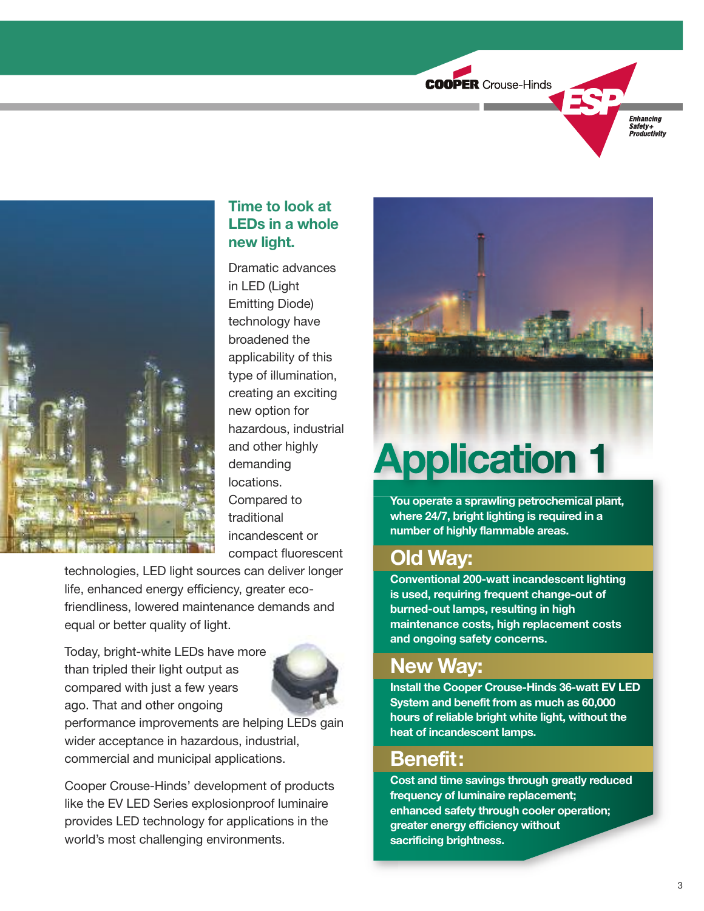## Time to look at LEDs in a whole new light.

Dramatic advances in LED (Light Emitting Diode) technology have broadened the applicability of this type of illumination, creating an exciting new option for hazardous, industrial and other highly demanding locations. Compared to traditional incandescent or compact fluorescent technologies, LED light sources can deliver longer life, enhanced energy efficiency, greater eco-friendliness, lowered maintenance demands and equal or better quality of light.

Today, bright-white LEDs have more than tripled their light output as compared with just a few years ago. That and other ongoing performance improvements are helping LEDs gain wider acceptance in hazardous, industrial, commercial and municipal applications.

Cooper Crouse-Hinds' development of products like the EV LED Series explosionproof luminaire provides LED technology for applications in the world's most challenging environments.

# Application 1

**You operate a sprawling petrochemical plant, where 24/7, bright lighting is required in a number of highly flammable areas.**

## Old Way:

**Conventional 200-watt incandescent lighting is used, requiring frequent change-out of burned-out lamps, resulting in high maintenance costs, high replacement costs and ongoing safety concerns.**

## New Way:

**Install the Cooper Crouse-Hinds 36-watt EV LED System and benefit from as much as 60,000 hours of reliable bright white light, without the heat of incandescent lamps.**

## Benefit:

**Cost and time savings through greatly reduced frequency of luminaire replacement; enhanced safety through cooler operation; greater energy efficiency without sacrificing brightness.**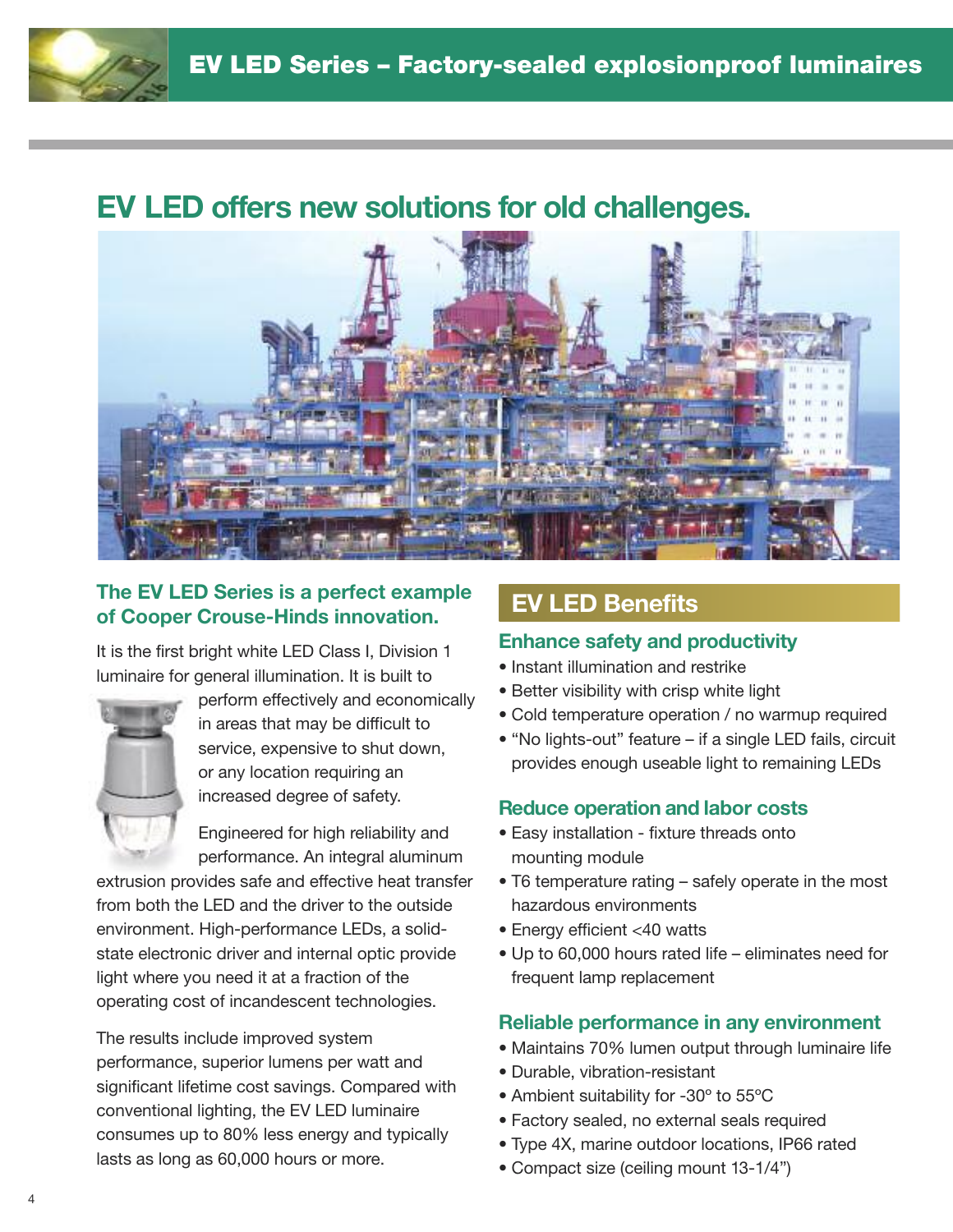# EV LED Series – Factory-sealed explosionproof luminaires

## EV LED offers new solutions for old challenges.

### The EV LED Series is a perfect example of Cooper Crouse-Hinds innovation.

It is the first bright white LED Class I, Division 1 luminaire for general illumination. It is built to perform effectively and economically in areas that may be difficult to service, expensive to shut down, or any location requiring an increased degree of safety.

Engineered for high reliability and performance. An integral aluminum extrusion provides safe and effective heat transfer from both the LED and the driver to the outside environment. High-performance LEDs, a solid-state electronic driver and internal optic provide light where you need it at a fraction of the operating cost of incandescent technologies.

The results include improved system performance, superior lumens per watt and significant lifetime cost savings. Compared with conventional lighting, the EV LED luminaire consumes up to 80% less energy and typically lasts as long as 60,000 hours or more.

## EV LED Benefits

### Enhance safety and productivity

- Instant illumination and restrike
- Better visibility with crisp white light
- Cold temperature operation / no warmup required
- "No lights-out" feature – if a single LED fails, circuit provides enough useable light to remaining LEDs

### Reduce operation and labor costs

- Easy installation - fixture threads onto mounting module
- T6 temperature rating – safely operate in the most hazardous environments
- Energy efficient <40 watts
- Up to 60,000 hours rated life – eliminates need for frequent lamp replacement

### Reliable performance in any environment

- Maintains 70% lumen output through luminaire life
- Durable, vibration-resistant
- Ambient suitability for -30º to 55ºC
- Factory sealed, no external seals required
- Type 4X, marine outdoor locations, IP66 rated
- Compact size (ceiling mount 13-1/4")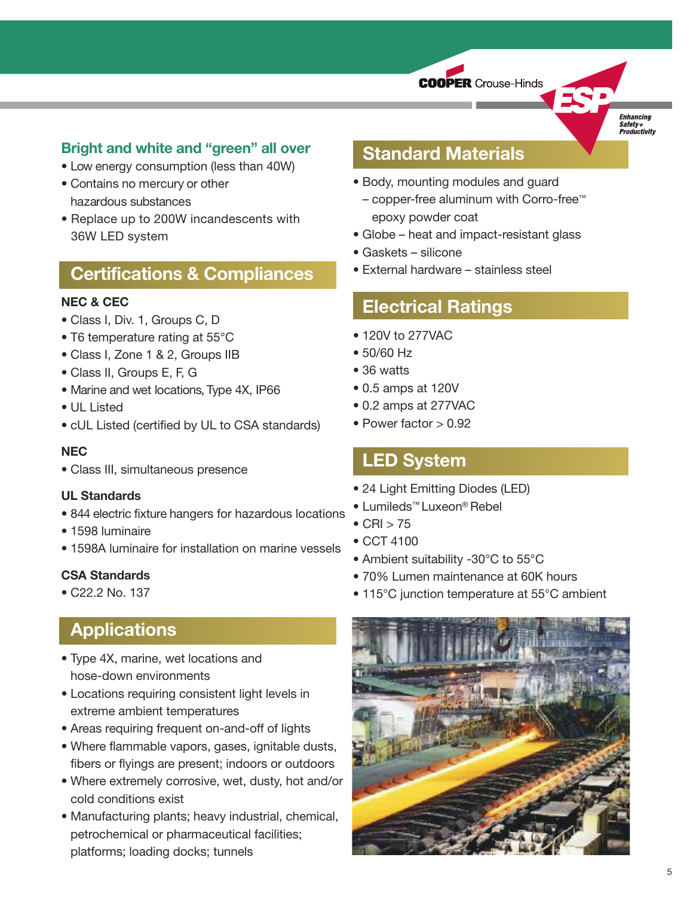## Bright and white and "green" all over

- Low energy consumption (less than 40W)
- Contains no mercury or other hazardous substances
- Replace up to 200W incandescents with 36W LED system

## Certifications & Compliances

**NEC & CEC**

- Class I, Div. 1, Groups C, D
- T6 temperature rating at 55°C
- Class I, Zone 1 & 2, Groups IIB
- Class II, Groups E, F, G
- Marine and wet locations, Type 4X, IP66
- UL Listed
- cUL Listed (certified by UL to CSA standards)

**NEC**

- Class III, simultaneous presence

**UL Standards**

- 844 electric fixture hangers for hazardous locations
- 1598 luminaire
- 1598A luminaire for installation on marine vessels

**CSA Standards**

- C22.2 No. 137

## Applications

- Type 4X, marine, wet locations and hose-down environments
- Locations requiring consistent light levels in extreme ambient temperatures
- Areas requiring frequent on-and-off of lights
- Where flammable vapors, gases, ignitable dusts, fibers or flyings are present; indoors or outdoors
- Where extremely corrosive, wet, dusty, hot and/or cold conditions exist
- Manufacturing plants; heavy industrial, chemical, petrochemical or pharmaceutical facilities; platforms; loading docks; tunnels

## Standard Materials

- Body, mounting modules and guard
  - copper-free aluminum with Corro-free™ epoxy powder coat
- Globe – heat and impact-resistant glass
- Gaskets – silicone
- External hardware – stainless steel

## Electrical Ratings

- 120V to 277VAC
- 50/60 Hz
- 36 watts
- 0.5 amps at 120V
- 0.2 amps at 277VAC
- Power factor > 0.92

## LED System

- 24 Light Emitting Diodes (LED)
- Lumileds™ Luxeon® Rebel
- CRI > 75
- CCT 4100
- Ambient suitability -30°C to 55°C
- 70% Lumen maintenance at 60K hours
- 115°C junction temperature at 55°C ambient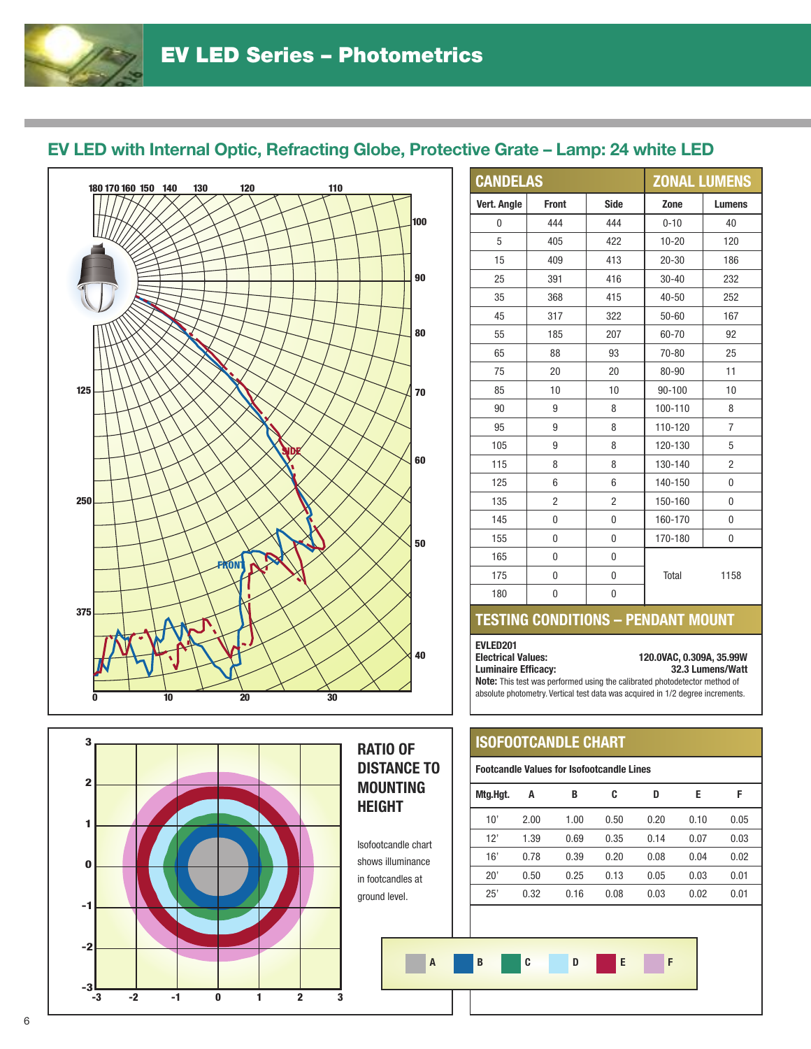# EV LED Series – Photometrics

## EV LED with Internal Optic, Refracting Globe, Protective Grate – Lamp: 24 white LED

### CANDELAS

| Vert. Angle | Front | Side |
|---|---|---|
| 0 | 444 | 444 |
| 5 | 405 | 422 |
| 15 | 409 | 413 |
| 25 | 391 | 416 |
| 35 | 368 | 415 |
| 45 | 317 | 322 |
| 55 | 185 | 207 |
| 65 | 88 | 93 |
| 75 | 20 | 20 |
| 85 | 10 | 10 |
| 90 | 9 | 8 |
| 95 | 9 | 8 |
| 105 | 9 | 8 |
| 115 | 8 | 8 |
| 125 | 6 | 6 |
| 135 | 2 | 2 |
| 145 | 0 | 0 |
| 155 | 0 | 0 |
| 165 | 0 | 0 |
| 175 | 0 | 0 |
| 180 | 0 | 0 |

### ZONAL LUMENS

| Zone | Lumens |
|---|---|
| 0-10 | 40 |
| 10-20 | 120 |
| 20-30 | 186 |
| 30-40 | 232 |
| 40-50 | 252 |
| 50-60 | 167 |
| 60-70 | 92 |
| 70-80 | 25 |
| 80-90 | 11 |
| 90-100 | 10 |
| 100-110 | 8 |
| 110-120 | 7 |
| 120-130 | 5 |
| 130-140 | 2 |
| 140-150 | 0 |
| 150-160 | 0 |
| 160-170 | 0 |
| 170-180 | 0 |
| Total | 1158 |

### TESTING CONDITIONS – PENDANT MOUNT

**EVLED201**
**Electrical Values:** 120.0VAC, 0.309A, 35.99W
**Luminaire Efficacy:** 32.3 Lumens/Watt

**Note:** This test was performed using the calibrated photodetector method of absolute photometry. Vertical test data was acquired in 1/2 degree increments.

### RATIO OF DISTANCE TO MOUNTING HEIGHT

Isofootcandle chart shows illuminance in footcandles at ground level.

### ISOFOOTCANDLE CHART

Footcandle Values for Isofootcandle Lines

| Mtg.Hgt. | A | B | C | D | E | F |
|---|---|---|---|---|---|---|
| 10' | 2.00 | 1.00 | 0.50 | 0.20 | 0.10 | 0.05 |
| 12' | 1.39 | 0.69 | 0.35 | 0.14 | 0.07 | 0.03 |
| 16' | 0.78 | 0.39 | 0.20 | 0.08 | 0.04 | 0.02 |
| 20' | 0.50 | 0.25 | 0.13 | 0.05 | 0.03 | 0.01 |
| 25' | 0.32 | 0.16 | 0.08 | 0.03 | 0.02 | 0.01 |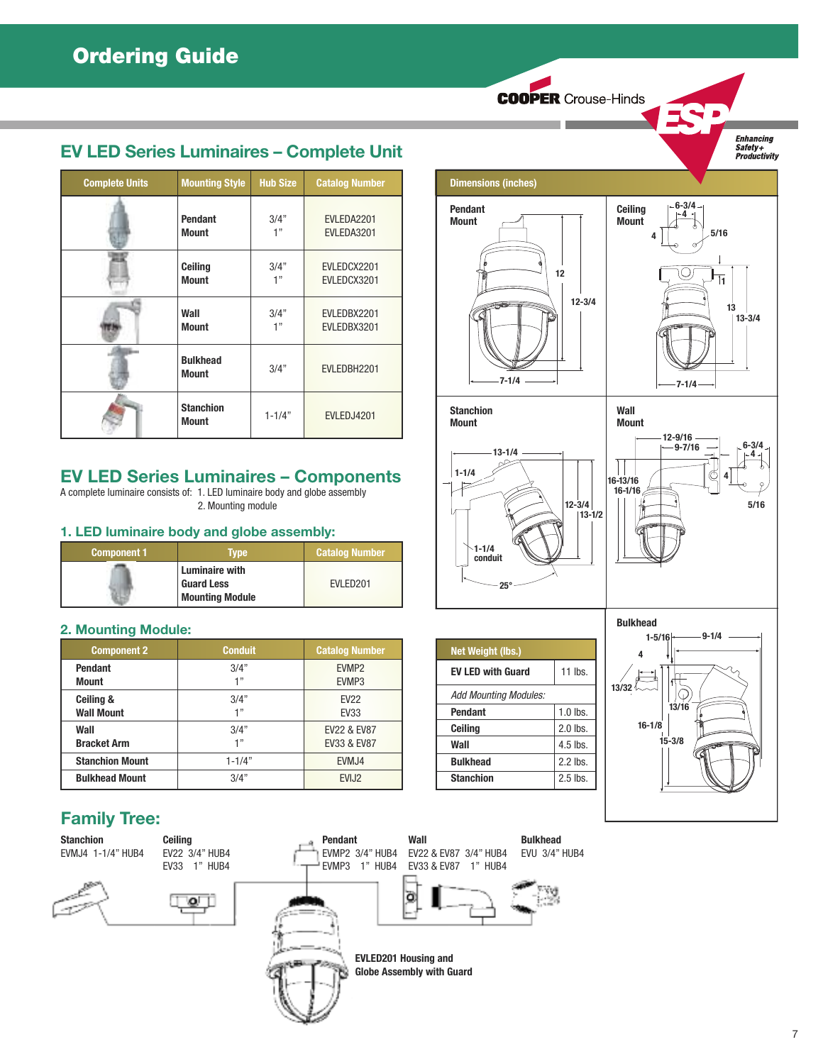# Ordering Guide

COOPER Crouse-Hinds

ESP Enhancing Safety+ Productivity

## EV LED Series Luminaires – Complete Unit

| Complete Units | Mounting Style | Hub Size | Catalog Number |
|---|---|---|---|
| | Pendant Mount | 3/4"<br>1" | EVLEDA2201<br>EVLEDA3201 |
| | Ceiling Mount | 3/4"<br>1" | EVLEDCX2201<br>EVLEDCX3201 |
| | Wall Mount | 3/4"<br>1" | EVLEDBX2201<br>EVLEDBX3201 |
| | Bulkhead Mount | 3/4" | EVLEDBH2201 |
| | Stanchion Mount | 1-1/4" | EVLEDJ4201 |

## EV LED Series Luminaires – Components

A complete luminaire consists of: 1. LED luminaire body and globe assembly
2. Mounting module

### 1. LED luminaire body and globe assembly:

| Component 1 | Type | Catalog Number |
|---|---|---|
| | Luminaire with Guard Less Mounting Module | EVLED201 |

### 2. Mounting Module:

| Component 2 | Conduit | Catalog Number |
|---|---|---|
| Pendant Mount | 3/4"<br>1" | EVMP2<br>EVMP3 |
| Ceiling & Wall Mount | 3/4"<br>1" | EV22<br>EV33 |
| Wall Bracket Arm | 3/4"<br>1" | EV22 & EV87<br>EV33 & EV87 |
| Stanchion Mount | 1-1/4" | EVMJ4 |
| Bulkhead Mount | 3/4" | EVIJ2 |

## Dimensions (inches)

**Pendant Mount:** 12, 12-3/4, 7-1/4

**Ceiling Mount:** 6-3/4, 4, 4, 5/16, 1, 13, 13-3/4, 7-1/4

**Stanchion Mount:** 13-1/4, 1-1/4, 12-3/4, 13-1/2, 1-1/4 conduit, 25°

**Wall Mount:** 12-9/16, 9-7/16, 6-3/4, 4, 4, 16-13/16, 16-1/16, 5/16

**Bulkhead:** 1-5/16, 9-1/4, 4, 13/32, 13/16, 16-1/8, 15-3/8

| Net Weight (lbs.) | |
|---|---|
| EV LED with Guard | 11 lbs. |
| *Add Mounting Modules:* | |
| Pendant | 1.0 lbs. |
| Ceiling | 2.0 lbs. |
| Wall | 4.5 lbs. |
| Bulkhead | 2.2 lbs. |
| Stanchion | 2.5 lbs. |

## Family Tree:

**Stanchion**
EVMJ4 1-1/4" HUB4

**Ceiling**
EV22 3/4" HUB4
EV33 1" HUB4

**Pendant**
EVMP2 3/4" HUB4
EVMP3 1" HUB4

**Wall**
EV22 & EV87 3/4" HUB4
EV33 & EV87 1" HUB4

**Bulkhead**
EVU 3/4" HUB4

**EVLED201 Housing and Globe Assembly with Guard**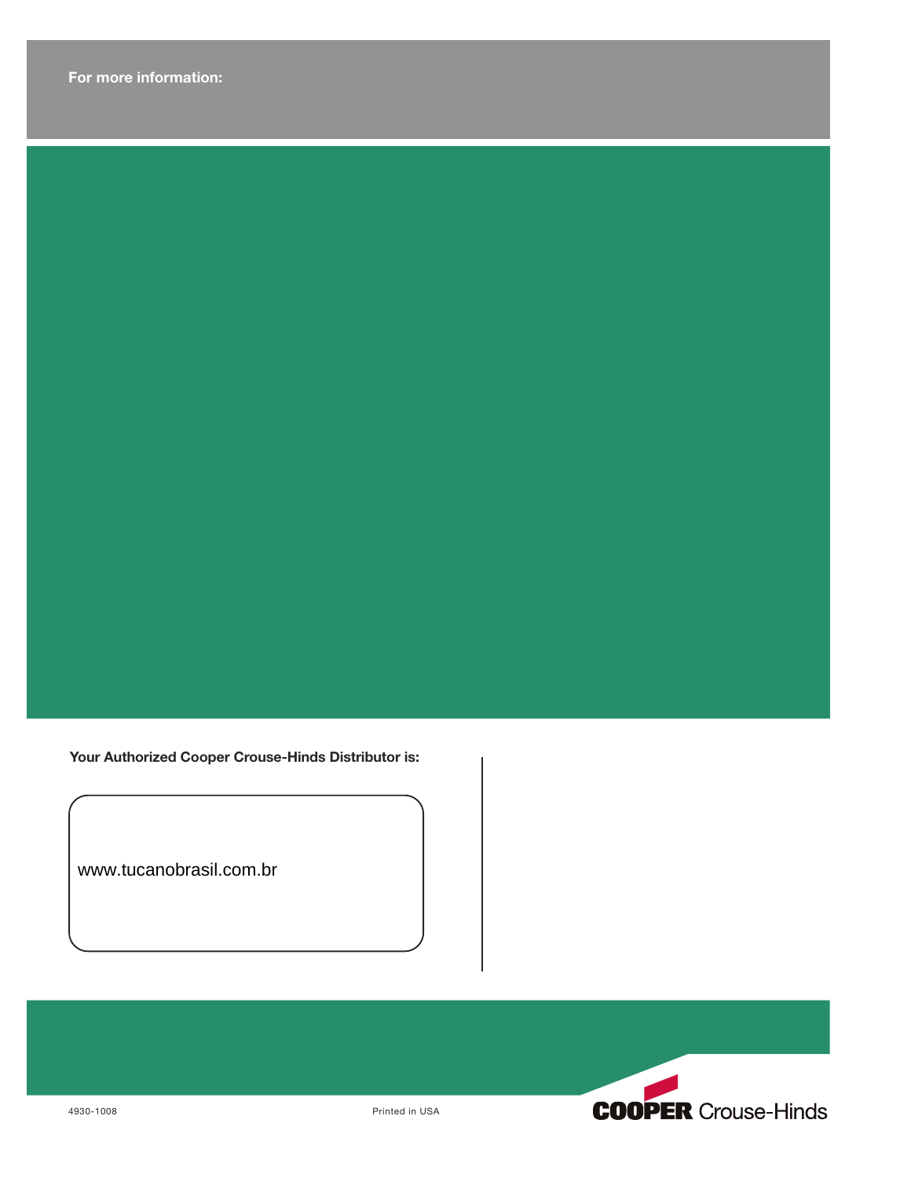**For more information:**

**Your Authorized Cooper Crouse-Hinds Distributor is:**

www.tucanobrasil.com.br

4930-1008

Printed in USA

COOPER Crouse-Hinds